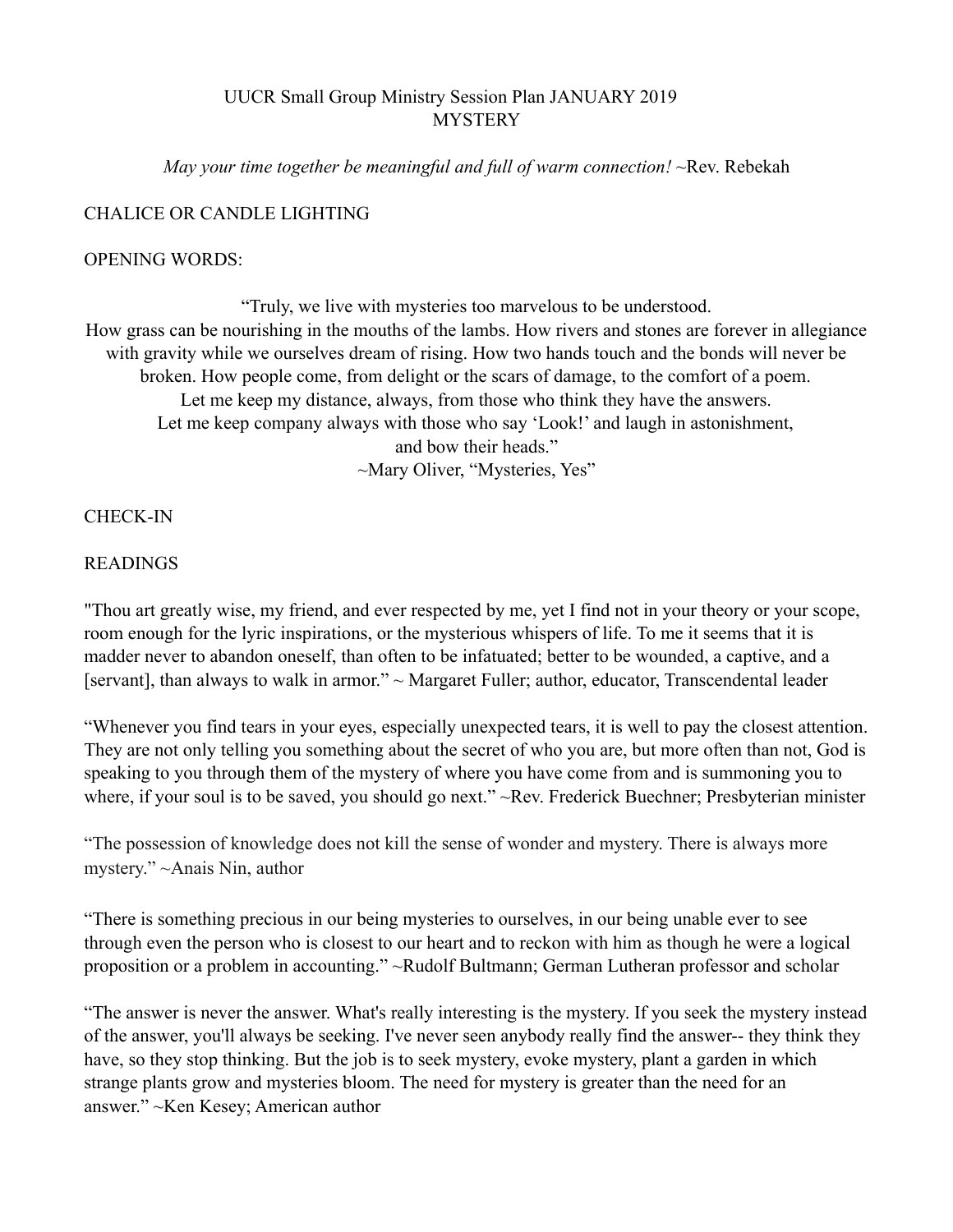# UUCR Small Group Ministry Session Plan JANUARY 2019
## MYSTERY

*May your time together be meaningful and full of warm connection!* ~Rev. Rebekah

CHALICE OR CANDLE LIGHTING

OPENING WORDS:

"Truly, we live with mysteries too marvelous to be understood.
How grass can be nourishing in the mouths of the lambs. How rivers and stones are forever in allegiance with gravity while we ourselves dream of rising. How two hands touch and the bonds will never be broken. How people come, from delight or the scars of damage, to the comfort of a poem.
Let me keep my distance, always, from those who think they have the answers.
Let me keep company always with those who say 'Look!' and laugh in astonishment,
and bow their heads."
~Mary Oliver, "Mysteries, Yes"

CHECK-IN

READINGS

"Thou art greatly wise, my friend, and ever respected by me, yet I find not in your theory or your scope, room enough for the lyric inspirations, or the mysterious whispers of life. To me it seems that it is madder never to abandon oneself, than often to be infatuated; better to be wounded, a captive, and a [servant], than always to walk in armor." ~ Margaret Fuller; author, educator, Transcendental leader

"Whenever you find tears in your eyes, especially unexpected tears, it is well to pay the closest attention. They are not only telling you something about the secret of who you are, but more often than not, God is speaking to you through them of the mystery of where you have come from and is summoning you to where, if your soul is to be saved, you should go next." ~Rev. Frederick Buechner; Presbyterian minister

"The possession of knowledge does not kill the sense of wonder and mystery. There is always more mystery." ~Anais Nin, author

"There is something precious in our being mysteries to ourselves, in our being unable ever to see through even the person who is closest to our heart and to reckon with him as though he were a logical proposition or a problem in accounting." ~Rudolf Bultmann; German Lutheran professor and scholar

"The answer is never the answer. What's really interesting is the mystery. If you seek the mystery instead of the answer, you'll always be seeking. I've never seen anybody really find the answer-- they think they have, so they stop thinking. But the job is to seek mystery, evoke mystery, plant a garden in which strange plants grow and mysteries bloom. The need for mystery is greater than the need for an answer." ~Ken Kesey; American author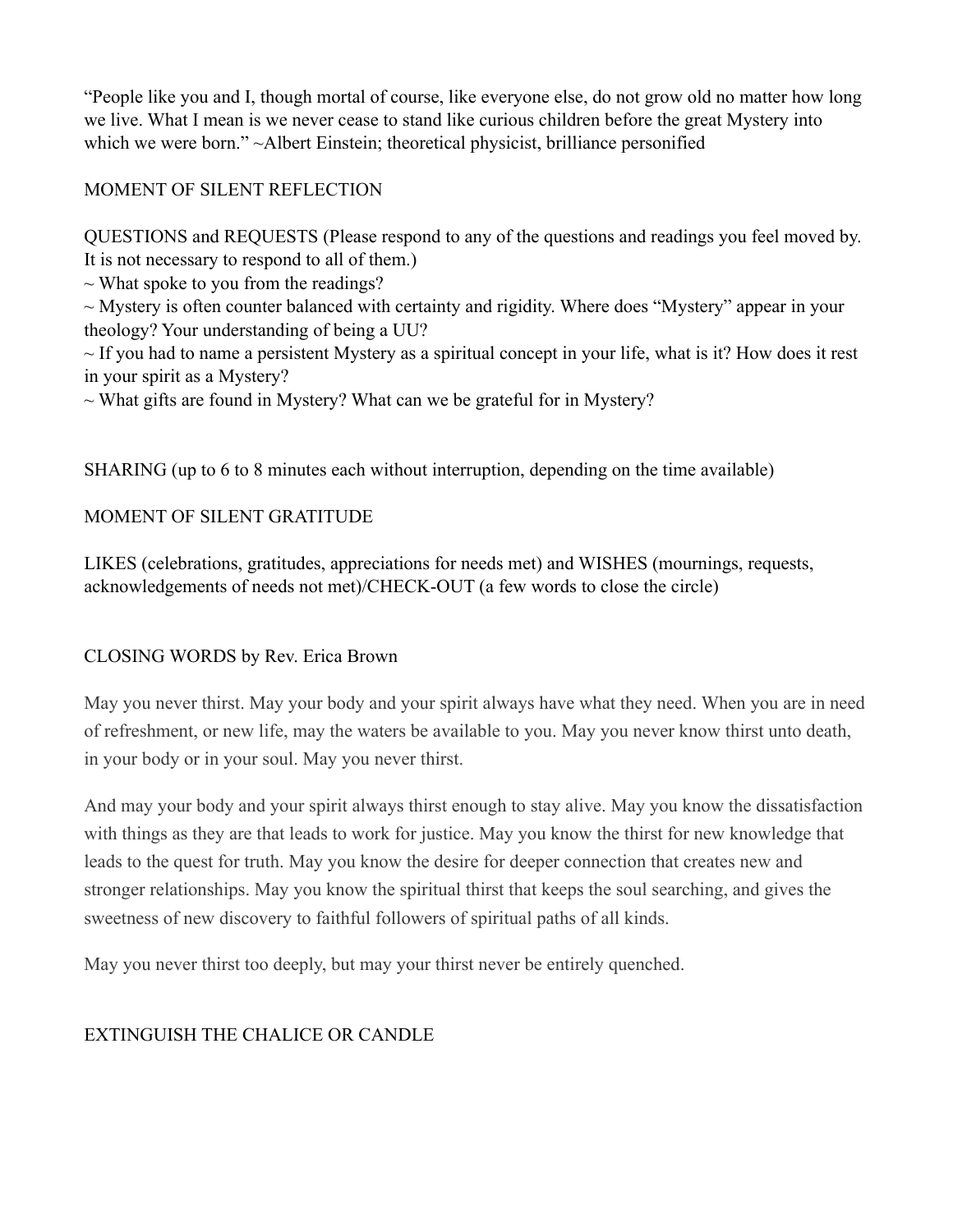"People like you and I, though mortal of course, like everyone else, do not grow old no matter how long we live. What I mean is we never cease to stand like curious children before the great Mystery into which we were born." ~Albert Einstein; theoretical physicist, brilliance personified

MOMENT OF SILENT REFLECTION

QUESTIONS and REQUESTS (Please respond to any of the questions and readings you feel moved by. It is not necessary to respond to all of them.)

~ What spoke to you from the readings?

~ Mystery is often counter balanced with certainty and rigidity. Where does "Mystery" appear in your theology? Your understanding of being a UU?

~ If you had to name a persistent Mystery as a spiritual concept in your life, what is it? How does it rest in your spirit as a Mystery?

~ What gifts are found in Mystery? What can we be grateful for in Mystery?

SHARING (up to 6 to 8 minutes each without interruption, depending on the time available)

MOMENT OF SILENT GRATITUDE

LIKES (celebrations, gratitudes, appreciations for needs met) and WISHES (mournings, requests, acknowledgements of needs not met)/CHECK-OUT (a few words to close the circle)

CLOSING WORDS by Rev. Erica Brown

May you never thirst. May your body and your spirit always have what they need. When you are in need of refreshment, or new life, may the waters be available to you. May you never know thirst unto death, in your body or in your soul. May you never thirst.

And may your body and your spirit always thirst enough to stay alive. May you know the dissatisfaction with things as they are that leads to work for justice. May you know the thirst for new knowledge that leads to the quest for truth. May you know the desire for deeper connection that creates new and stronger relationships. May you know the spiritual thirst that keeps the soul searching, and gives the sweetness of new discovery to faithful followers of spiritual paths of all kinds.

May you never thirst too deeply, but may your thirst never be entirely quenched.

EXTINGUISH THE CHALICE OR CANDLE